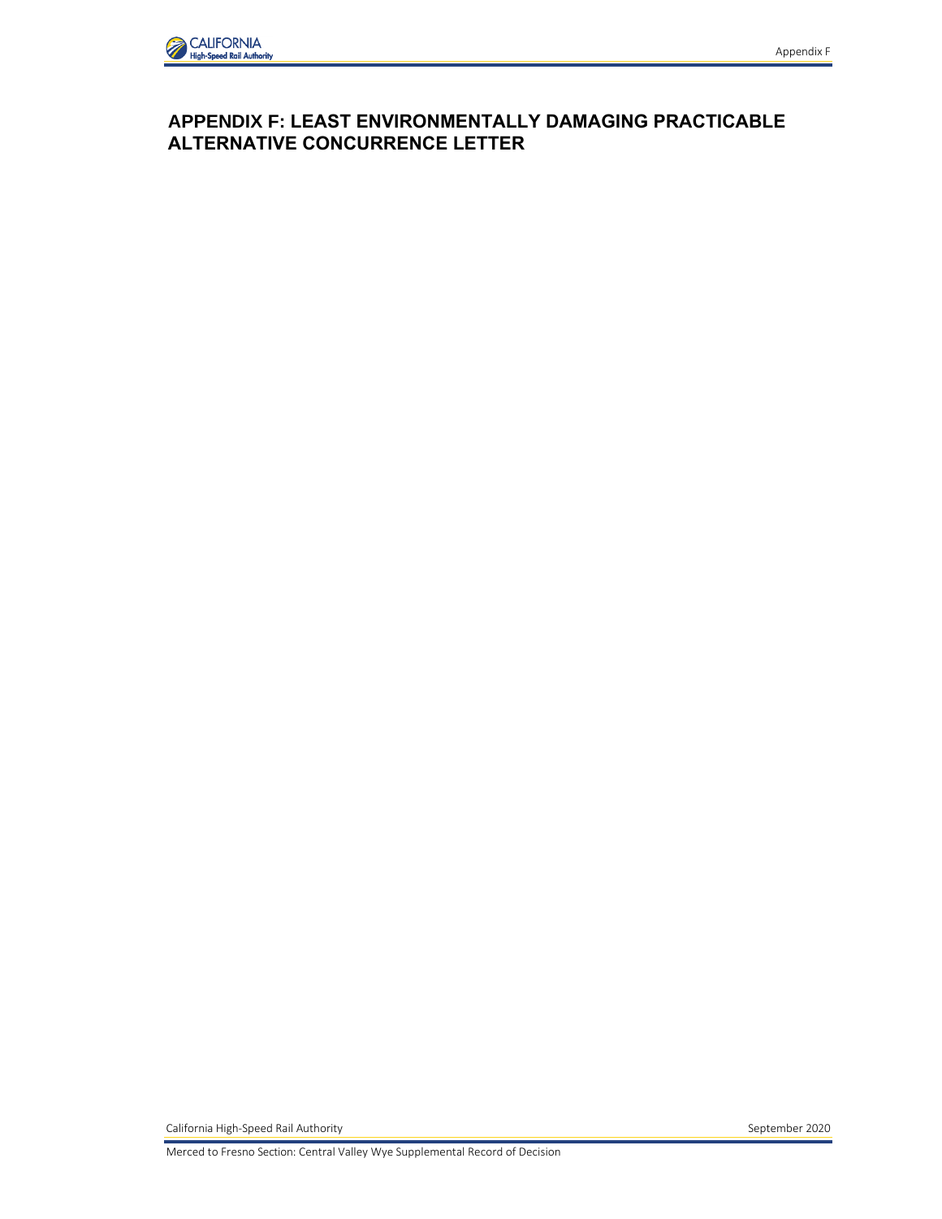# APPENDIX F: LEAST ENVIRONMENTALLY DAMAGING PRACTICABLE ALTERNATIVE CONCURRENCE LETTER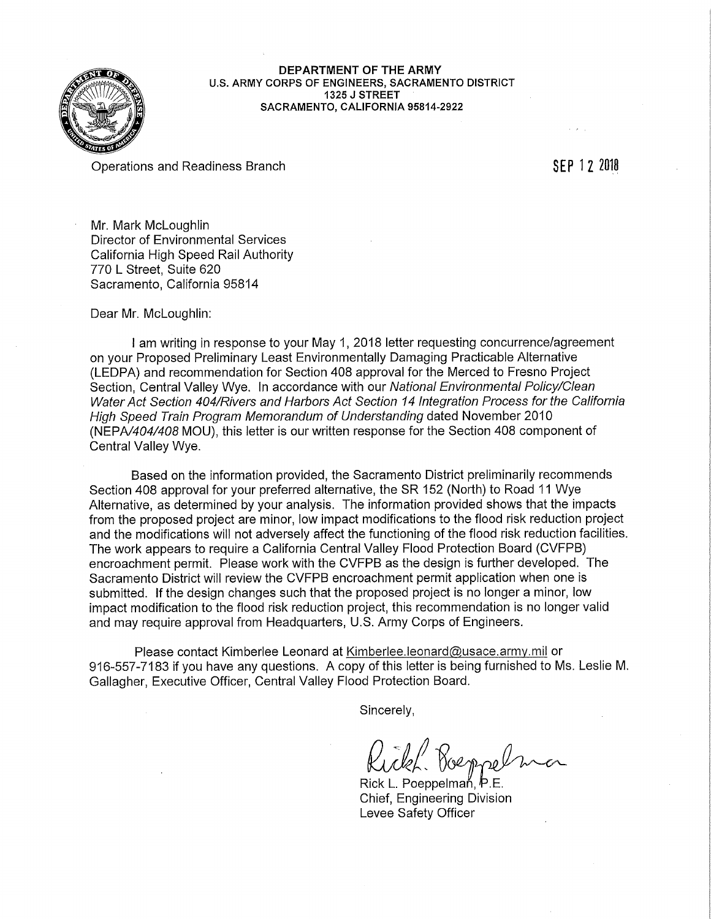**DEPARTMENT OF THE ARMY**
**U.S. ARMY CORPS OF ENGINEERS, SACRAMENTO DISTRICT**
**1325 J STREET**
**SACRAMENTO, CALIFORNIA 95814-2922**

Operations and Readiness Branch

SEP 12 2018

Mr. Mark McLoughlin
Director of Environmental Services
California High Speed Rail Authority
770 L Street, Suite 620
Sacramento, California 95814

Dear Mr. McLoughlin:

I am writing in response to your May 1, 2018 letter requesting concurrence/agreement on your Proposed Preliminary Least Environmentally Damaging Practicable Alternative (LEDPA) and recommendation for Section 408 approval for the Merced to Fresno Project Section, Central Valley Wye. In accordance with our *National Environmental Policy/Clean Water Act Section 404/Rivers and Harbors Act Section 14 Integration Process for the California High Speed Train Program Memorandum of Understanding* dated November 2010 (NEPA/*404/408* MOU), this letter is our written response for the Section 408 component of Central Valley Wye.

Based on the information provided, the Sacramento District preliminarily recommends Section 408 approval for your preferred alternative, the SR 152 (North) to Road 11 Wye Alternative, as determined by your analysis. The information provided shows that the impacts from the proposed project are minor, low impact modifications to the flood risk reduction project and the modifications will not adversely affect the functioning of the flood risk reduction facilities. The work appears to require a California Central Valley Flood Protection Board (CVFPB) encroachment permit. Please work with the CVFPB as the design is further developed. The Sacramento District will review the CVFPB encroachment permit application when one is submitted. If the design changes such that the proposed project is no longer a minor, low impact modification to the flood risk reduction project, this recommendation is no longer valid and may require approval from Headquarters, U.S. Army Corps of Engineers.

Please contact Kimberlee Leonard at Kimberlee.leonard@usace.army.mil or 916-557-7183 if you have any questions. A copy of this letter is being furnished to Ms. Leslie M. Gallagher, Executive Officer, Central Valley Flood Protection Board.

Sincerely,

Rick L. Poeppelman

Rick L. Poeppelman, P.E.
Chief, Engineering Division
Levee Safety Officer